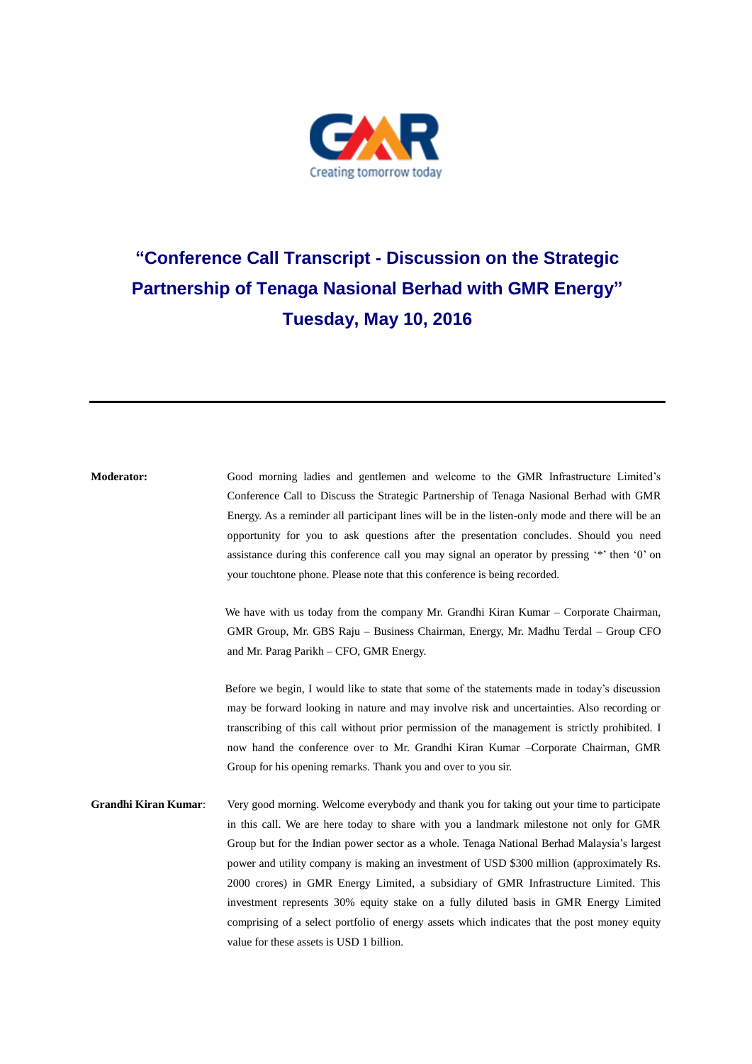# "Conference Call Transcript - Discussion on the Strategic Partnership of Tenaga Nasional Berhad with GMR Energy"

## Tuesday, May 10, 2016

---

**Moderator:** Good morning ladies and gentlemen and welcome to the GMR Infrastructure Limited's Conference Call to Discuss the Strategic Partnership of Tenaga Nasional Berhad with GMR Energy. As a reminder all participant lines will be in the listen-only mode and there will be an opportunity for you to ask questions after the presentation concludes. Should you need assistance during this conference call you may signal an operator by pressing '*' then '0' on your touchtone phone. Please note that this conference is being recorded.

We have with us today from the company Mr. Grandhi Kiran Kumar – Corporate Chairman, GMR Group, Mr. GBS Raju – Business Chairman, Energy, Mr. Madhu Terdal – Group CFO and Mr. Parag Parikh – CFO, GMR Energy.

Before we begin, I would like to state that some of the statements made in today's discussion may be forward looking in nature and may involve risk and uncertainties. Also recording or transcribing of this call without prior permission of the management is strictly prohibited. I now hand the conference over to Mr. Grandhi Kiran Kumar –Corporate Chairman, GMR Group for his opening remarks. Thank you and over to you sir.

**Grandhi Kiran Kumar**: Very good morning. Welcome everybody and thank you for taking out your time to participate in this call. We are here today to share with you a landmark milestone not only for GMR Group but for the Indian power sector as a whole. Tenaga National Berhad Malaysia's largest power and utility company is making an investment of USD $300 million (approximately Rs. 2000 crores) in GMR Energy Limited, a subsidiary of GMR Infrastructure Limited. This investment represents 30% equity stake on a fully diluted basis in GMR Energy Limited comprising of a select portfolio of energy assets which indicates that the post money equity value for these assets is USD 1 billion.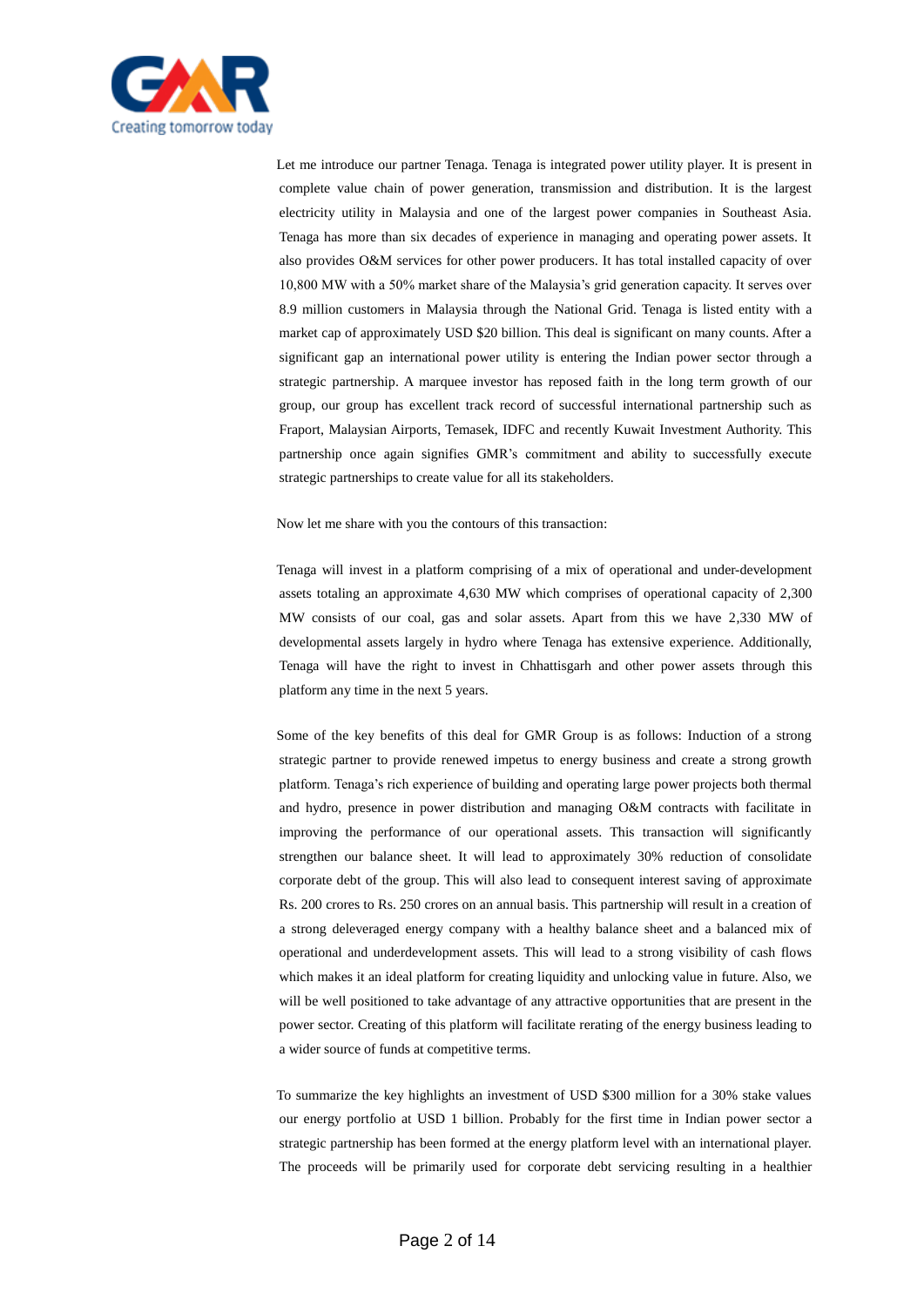Let me introduce our partner Tenaga. Tenaga is integrated power utility player. It is present in complete value chain of power generation, transmission and distribution. It is the largest electricity utility in Malaysia and one of the largest power companies in Southeast Asia. Tenaga has more than six decades of experience in managing and operating power assets. It also provides O&M services for other power producers. It has total installed capacity of over 10,800 MW with a 50% market share of the Malaysia's grid generation capacity. It serves over 8.9 million customers in Malaysia through the National Grid. Tenaga is listed entity with a market cap of approximately USD $20 billion. This deal is significant on many counts. After a significant gap an international power utility is entering the Indian power sector through a strategic partnership. A marquee investor has reposed faith in the long term growth of our group, our group has excellent track record of successful international partnership such as Fraport, Malaysian Airports, Temasek, IDFC and recently Kuwait Investment Authority. This partnership once again signifies GMR's commitment and ability to successfully execute strategic partnerships to create value for all its stakeholders.

Now let me share with you the contours of this transaction:

Tenaga will invest in a platform comprising of a mix of operational and under-development assets totaling an approximate 4,630 MW which comprises of operational capacity of 2,300 MW consists of our coal, gas and solar assets. Apart from this we have 2,330 MW of developmental assets largely in hydro where Tenaga has extensive experience. Additionally, Tenaga will have the right to invest in Chhattisgarh and other power assets through this platform any time in the next 5 years.

Some of the key benefits of this deal for GMR Group is as follows: Induction of a strong strategic partner to provide renewed impetus to energy business and create a strong growth platform. Tenaga's rich experience of building and operating large power projects both thermal and hydro, presence in power distribution and managing O&M contracts with facilitate in improving the performance of our operational assets. This transaction will significantly strengthen our balance sheet. It will lead to approximately 30% reduction of consolidate corporate debt of the group. This will also lead to consequent interest saving of approximate Rs. 200 crores to Rs. 250 crores on an annual basis. This partnership will result in a creation of a strong deleveraged energy company with a healthy balance sheet and a balanced mix of operational and underdevelopment assets. This will lead to a strong visibility of cash flows which makes it an ideal platform for creating liquidity and unlocking value in future. Also, we will be well positioned to take advantage of any attractive opportunities that are present in the power sector. Creating of this platform will facilitate rerating of the energy business leading to a wider source of funds at competitive terms.

To summarize the key highlights an investment of USD $300 million for a 30% stake values our energy portfolio at USD 1 billion. Probably for the first time in Indian power sector a strategic partnership has been formed at the energy platform level with an international player. The proceeds will be primarily used for corporate debt servicing resulting in a healthier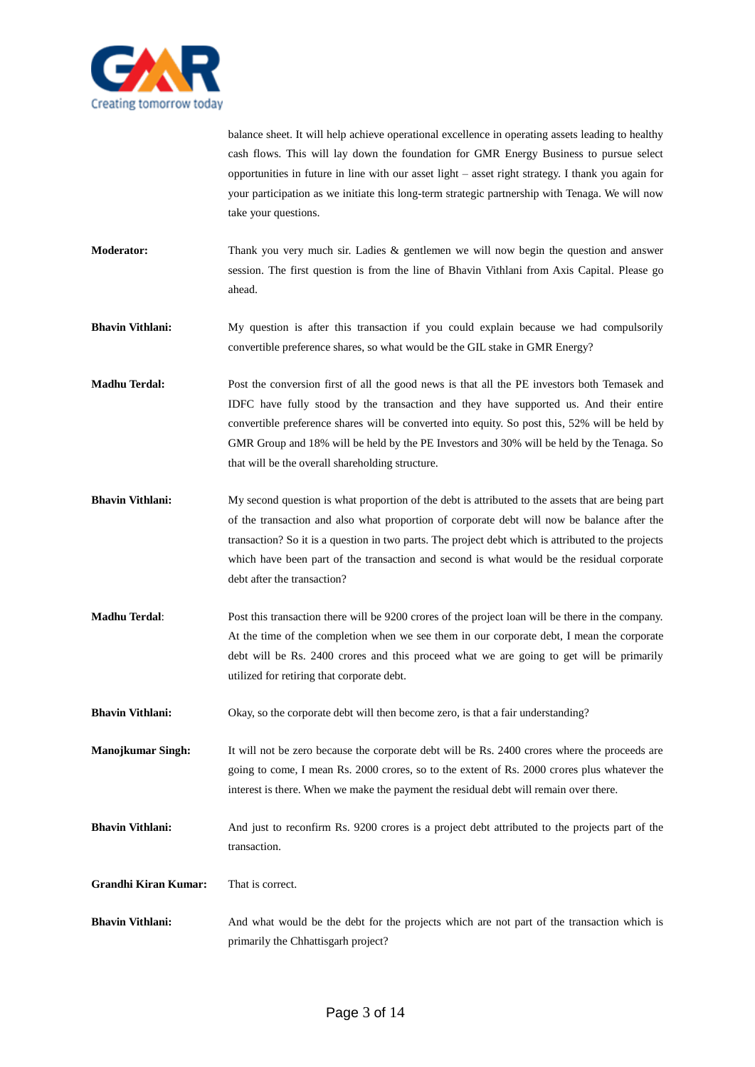balance sheet. It will help achieve operational excellence in operating assets leading to healthy cash flows. This will lay down the foundation for GMR Energy Business to pursue select opportunities in future in line with our asset light – asset right strategy. I thank you again for your participation as we initiate this long-term strategic partnership with Tenaga. We will now take your questions.

**Moderator:** Thank you very much sir. Ladies & gentlemen we will now begin the question and answer session. The first question is from the line of Bhavin Vithlani from Axis Capital. Please go ahead.

**Bhavin Vithlani:** My question is after this transaction if you could explain because we had compulsorily convertible preference shares, so what would be the GIL stake in GMR Energy?

**Madhu Terdal:** Post the conversion first of all the good news is that all the PE investors both Temasek and IDFC have fully stood by the transaction and they have supported us. And their entire convertible preference shares will be converted into equity. So post this, 52% will be held by GMR Group and 18% will be held by the PE Investors and 30% will be held by the Tenaga. So that will be the overall shareholding structure.

**Bhavin Vithlani:** My second question is what proportion of the debt is attributed to the assets that are being part of the transaction and also what proportion of corporate debt will now be balance after the transaction? So it is a question in two parts. The project debt which is attributed to the projects which have been part of the transaction and second is what would be the residual corporate debt after the transaction?

**Madhu Terdal**: Post this transaction there will be 9200 crores of the project loan will be there in the company. At the time of the completion when we see them in our corporate debt, I mean the corporate debt will be Rs. 2400 crores and this proceed what we are going to get will be primarily utilized for retiring that corporate debt.

**Bhavin Vithlani:** Okay, so the corporate debt will then become zero, is that a fair understanding?

**Manojkumar Singh:** It will not be zero because the corporate debt will be Rs. 2400 crores where the proceeds are going to come, I mean Rs. 2000 crores, so to the extent of Rs. 2000 crores plus whatever the interest is there. When we make the payment the residual debt will remain over there.

**Bhavin Vithlani:** And just to reconfirm Rs. 9200 crores is a project debt attributed to the projects part of the transaction.

**Grandhi Kiran Kumar:** That is correct.

**Bhavin Vithlani:** And what would be the debt for the projects which are not part of the transaction which is primarily the Chhattisgarh project?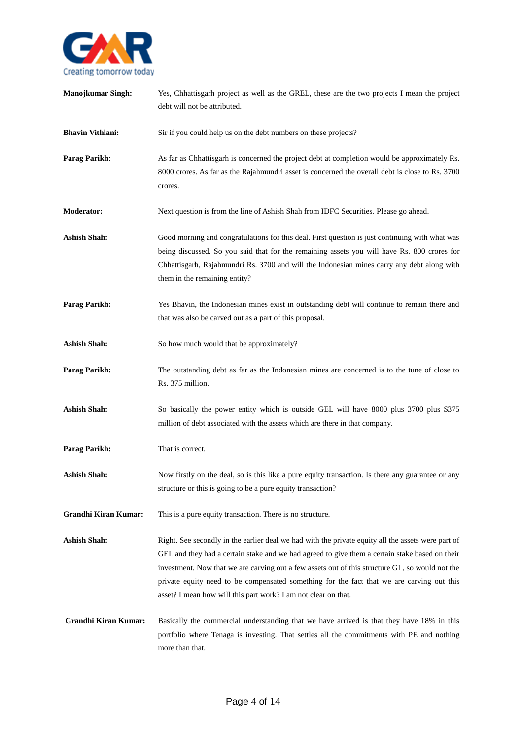**Manojkumar Singh:** Yes, Chhattisgarh project as well as the GREL, these are the two projects I mean the project debt will not be attributed.

**Bhavin Vithlani:** Sir if you could help us on the debt numbers on these projects?

**Parag Parikh**: As far as Chhattisgarh is concerned the project debt at completion would be approximately Rs. 8000 crores. As far as the Rajahmundri asset is concerned the overall debt is close to Rs. 3700 crores.

**Moderator:** Next question is from the line of Ashish Shah from IDFC Securities. Please go ahead.

**Ashish Shah:** Good morning and congratulations for this deal. First question is just continuing with what was being discussed. So you said that for the remaining assets you will have Rs. 800 crores for Chhattisgarh, Rajahmundri Rs. 3700 and will the Indonesian mines carry any debt along with them in the remaining entity?

**Parag Parikh:** Yes Bhavin, the Indonesian mines exist in outstanding debt will continue to remain there and that was also be carved out as a part of this proposal.

**Ashish Shah:** So how much would that be approximately?

**Parag Parikh:** The outstanding debt as far as the Indonesian mines are concerned is to the tune of close to Rs. 375 million.

**Ashish Shah:** So basically the power entity which is outside GEL will have 8000 plus 3700 plus $375 million of debt associated with the assets which are there in that company.

**Parag Parikh:** That is correct.

**Ashish Shah:** Now firstly on the deal, so is this like a pure equity transaction. Is there any guarantee or any structure or this is going to be a pure equity transaction?

**Grandhi Kiran Kumar:** This is a pure equity transaction. There is no structure.

**Ashish Shah:** Right. See secondly in the earlier deal we had with the private equity all the assets were part of GEL and they had a certain stake and we had agreed to give them a certain stake based on their investment. Now that we are carving out a few assets out of this structure GL, so would not the private equity need to be compensated something for the fact that we are carving out this asset? I mean how will this part work? I am not clear on that.

**Grandhi Kiran Kumar:** Basically the commercial understanding that we have arrived is that they have 18% in this portfolio where Tenaga is investing. That settles all the commitments with PE and nothing more than that.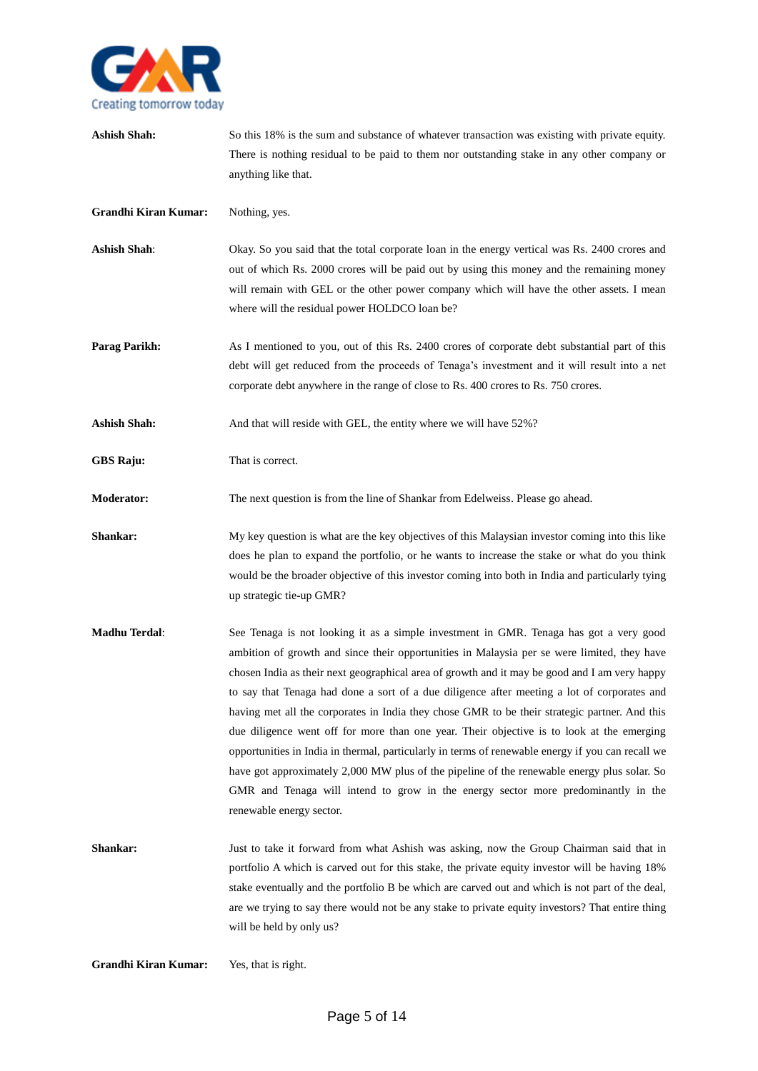**Ashish Shah:** So this 18% is the sum and substance of whatever transaction was existing with private equity. There is nothing residual to be paid to them nor outstanding stake in any other company or anything like that.

**Grandhi Kiran Kumar:** Nothing, yes.

**Ashish Shah**: Okay. So you said that the total corporate loan in the energy vertical was Rs. 2400 crores and out of which Rs. 2000 crores will be paid out by using this money and the remaining money will remain with GEL or the other power company which will have the other assets. I mean where will the residual power HOLDCO loan be?

**Parag Parikh:** As I mentioned to you, out of this Rs. 2400 crores of corporate debt substantial part of this debt will get reduced from the proceeds of Tenaga's investment and it will result into a net corporate debt anywhere in the range of close to Rs. 400 crores to Rs. 750 crores.

**Ashish Shah:** And that will reside with GEL, the entity where we will have 52%?

**GBS Raju:** That is correct.

**Moderator:** The next question is from the line of Shankar from Edelweiss. Please go ahead.

**Shankar:** My key question is what are the key objectives of this Malaysian investor coming into this like does he plan to expand the portfolio, or he wants to increase the stake or what do you think would be the broader objective of this investor coming into both in India and particularly tying up strategic tie-up GMR?

**Madhu Terdal**: See Tenaga is not looking it as a simple investment in GMR. Tenaga has got a very good ambition of growth and since their opportunities in Malaysia per se were limited, they have chosen India as their next geographical area of growth and it may be good and I am very happy to say that Tenaga had done a sort of a due diligence after meeting a lot of corporates and having met all the corporates in India they chose GMR to be their strategic partner. And this due diligence went off for more than one year. Their objective is to look at the emerging opportunities in India in thermal, particularly in terms of renewable energy if you can recall we have got approximately 2,000 MW plus of the pipeline of the renewable energy plus solar. So GMR and Tenaga will intend to grow in the energy sector more predominantly in the renewable energy sector.

**Shankar:** Just to take it forward from what Ashish was asking, now the Group Chairman said that in portfolio A which is carved out for this stake, the private equity investor will be having 18% stake eventually and the portfolio B be which are carved out and which is not part of the deal, are we trying to say there would not be any stake to private equity investors? That entire thing will be held by only us?

**Grandhi Kiran Kumar:** Yes, that is right.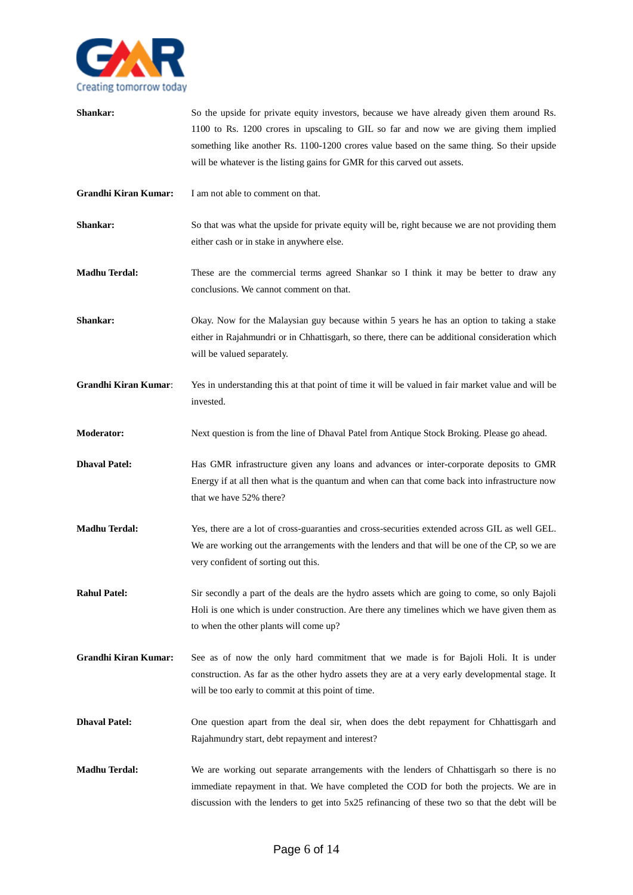**Shankar:** So the upside for private equity investors, because we have already given them around Rs. 1100 to Rs. 1200 crores in upscaling to GIL so far and now we are giving them implied something like another Rs. 1100-1200 crores value based on the same thing. So their upside will be whatever is the listing gains for GMR for this carved out assets.

**Grandhi Kiran Kumar:** I am not able to comment on that.

**Shankar:** So that was what the upside for private equity will be, right because we are not providing them either cash or in stake in anywhere else.

**Madhu Terdal:** These are the commercial terms agreed Shankar so I think it may be better to draw any conclusions. We cannot comment on that.

**Shankar:** Okay. Now for the Malaysian guy because within 5 years he has an option to taking a stake either in Rajahmundri or in Chhattisgarh, so there, there can be additional consideration which will be valued separately.

**Grandhi Kiran Kumar**: Yes in understanding this at that point of time it will be valued in fair market value and will be invested.

**Moderator:** Next question is from the line of Dhaval Patel from Antique Stock Broking. Please go ahead.

**Dhaval Patel:** Has GMR infrastructure given any loans and advances or inter-corporate deposits to GMR Energy if at all then what is the quantum and when can that come back into infrastructure now that we have 52% there?

**Madhu Terdal:** Yes, there are a lot of cross-guaranties and cross-securities extended across GIL as well GEL. We are working out the arrangements with the lenders and that will be one of the CP, so we are very confident of sorting out this.

**Rahul Patel:** Sir secondly a part of the deals are the hydro assets which are going to come, so only Bajoli Holi is one which is under construction. Are there any timelines which we have given them as to when the other plants will come up?

**Grandhi Kiran Kumar:** See as of now the only hard commitment that we made is for Bajoli Holi. It is under construction. As far as the other hydro assets they are at a very early developmental stage. It will be too early to commit at this point of time.

**Dhaval Patel:** One question apart from the deal sir, when does the debt repayment for Chhattisgarh and Rajahmundry start, debt repayment and interest?

**Madhu Terdal:** We are working out separate arrangements with the lenders of Chhattisgarh so there is no immediate repayment in that. We have completed the COD for both the projects. We are in discussion with the lenders to get into 5x25 refinancing of these two so that the debt will be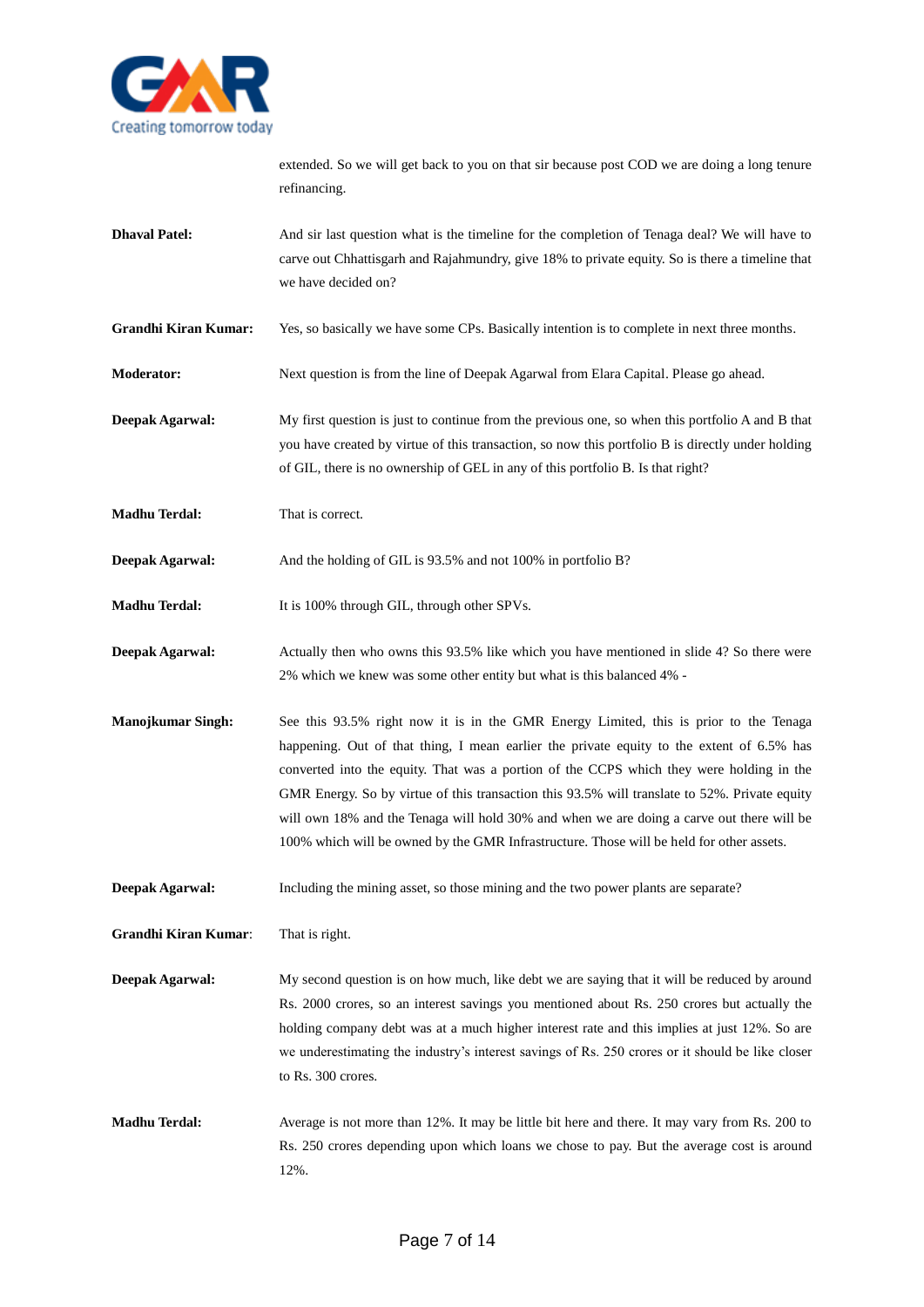extended. So we will get back to you on that sir because post COD we are doing a long tenure refinancing.

**Dhaval Patel:** And sir last question what is the timeline for the completion of Tenaga deal? We will have to carve out Chhattisgarh and Rajahmundry, give 18% to private equity. So is there a timeline that we have decided on?

**Grandhi Kiran Kumar:** Yes, so basically we have some CPs. Basically intention is to complete in next three months.

**Moderator:** Next question is from the line of Deepak Agarwal from Elara Capital. Please go ahead.

**Deepak Agarwal:** My first question is just to continue from the previous one, so when this portfolio A and B that you have created by virtue of this transaction, so now this portfolio B is directly under holding of GIL, there is no ownership of GEL in any of this portfolio B. Is that right?

**Madhu Terdal:** That is correct.

**Deepak Agarwal:** And the holding of GIL is 93.5% and not 100% in portfolio B?

**Madhu Terdal:** It is 100% through GIL, through other SPVs.

**Deepak Agarwal:** Actually then who owns this 93.5% like which you have mentioned in slide 4? So there were 2% which we knew was some other entity but what is this balanced 4% -

**Manojkumar Singh:** See this 93.5% right now it is in the GMR Energy Limited, this is prior to the Tenaga happening. Out of that thing, I mean earlier the private equity to the extent of 6.5% has converted into the equity. That was a portion of the CCPS which they were holding in the GMR Energy. So by virtue of this transaction this 93.5% will translate to 52%. Private equity will own 18% and the Tenaga will hold 30% and when we are doing a carve out there will be 100% which will be owned by the GMR Infrastructure. Those will be held for other assets.

**Deepak Agarwal:** Including the mining asset, so those mining and the two power plants are separate?

**Grandhi Kiran Kumar:** That is right.

**Deepak Agarwal:** My second question is on how much, like debt we are saying that it will be reduced by around Rs. 2000 crores, so an interest savings you mentioned about Rs. 250 crores but actually the holding company debt was at a much higher interest rate and this implies at just 12%. So are we underestimating the industry's interest savings of Rs. 250 crores or it should be like closer to Rs. 300 crores.

**Madhu Terdal:** Average is not more than 12%. It may be little bit here and there. It may vary from Rs. 200 to Rs. 250 crores depending upon which loans we chose to pay. But the average cost is around 12%.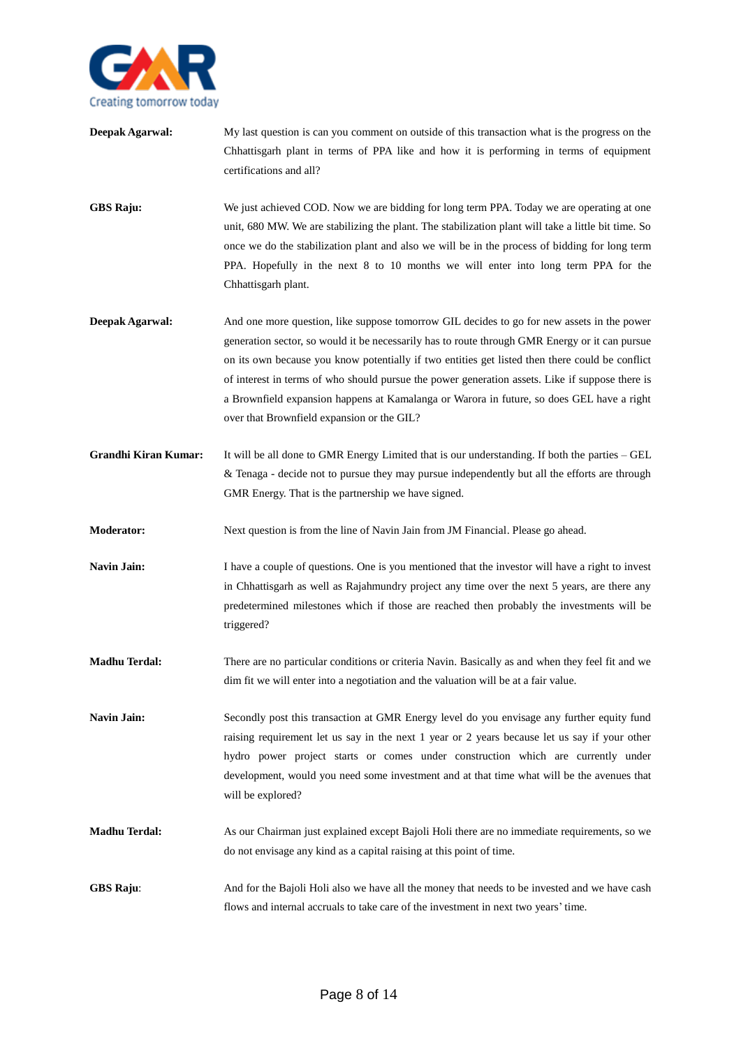**Deepak Agarwal:** My last question is can you comment on outside of this transaction what is the progress on the Chhattisgarh plant in terms of PPA like and how it is performing in terms of equipment certifications and all?

**GBS Raju:** We just achieved COD. Now we are bidding for long term PPA. Today we are operating at one unit, 680 MW. We are stabilizing the plant. The stabilization plant will take a little bit time. So once we do the stabilization plant and also we will be in the process of bidding for long term PPA. Hopefully in the next 8 to 10 months we will enter into long term PPA for the Chhattisgarh plant.

**Deepak Agarwal:** And one more question, like suppose tomorrow GIL decides to go for new assets in the power generation sector, so would it be necessarily has to route through GMR Energy or it can pursue on its own because you know potentially if two entities get listed then there could be conflict of interest in terms of who should pursue the power generation assets. Like if suppose there is a Brownfield expansion happens at Kamalanga or Warora in future, so does GEL have a right over that Brownfield expansion or the GIL?

**Grandhi Kiran Kumar:** It will be all done to GMR Energy Limited that is our understanding. If both the parties – GEL & Tenaga - decide not to pursue they may pursue independently but all the efforts are through GMR Energy. That is the partnership we have signed.

**Moderator:** Next question is from the line of Navin Jain from JM Financial. Please go ahead.

**Navin Jain:** I have a couple of questions. One is you mentioned that the investor will have a right to invest in Chhattisgarh as well as Rajahmundry project any time over the next 5 years, are there any predetermined milestones which if those are reached then probably the investments will be triggered?

**Madhu Terdal:** There are no particular conditions or criteria Navin. Basically as and when they feel fit and we dim fit we will enter into a negotiation and the valuation will be at a fair value.

**Navin Jain:** Secondly post this transaction at GMR Energy level do you envisage any further equity fund raising requirement let us say in the next 1 year or 2 years because let us say if your other hydro power project starts or comes under construction which are currently under development, would you need some investment and at that time what will be the avenues that will be explored?

**Madhu Terdal:** As our Chairman just explained except Bajoli Holi there are no immediate requirements, so we do not envisage any kind as a capital raising at this point of time.

**GBS Raju**: And for the Bajoli Holi also we have all the money that needs to be invested and we have cash flows and internal accruals to take care of the investment in next two years' time.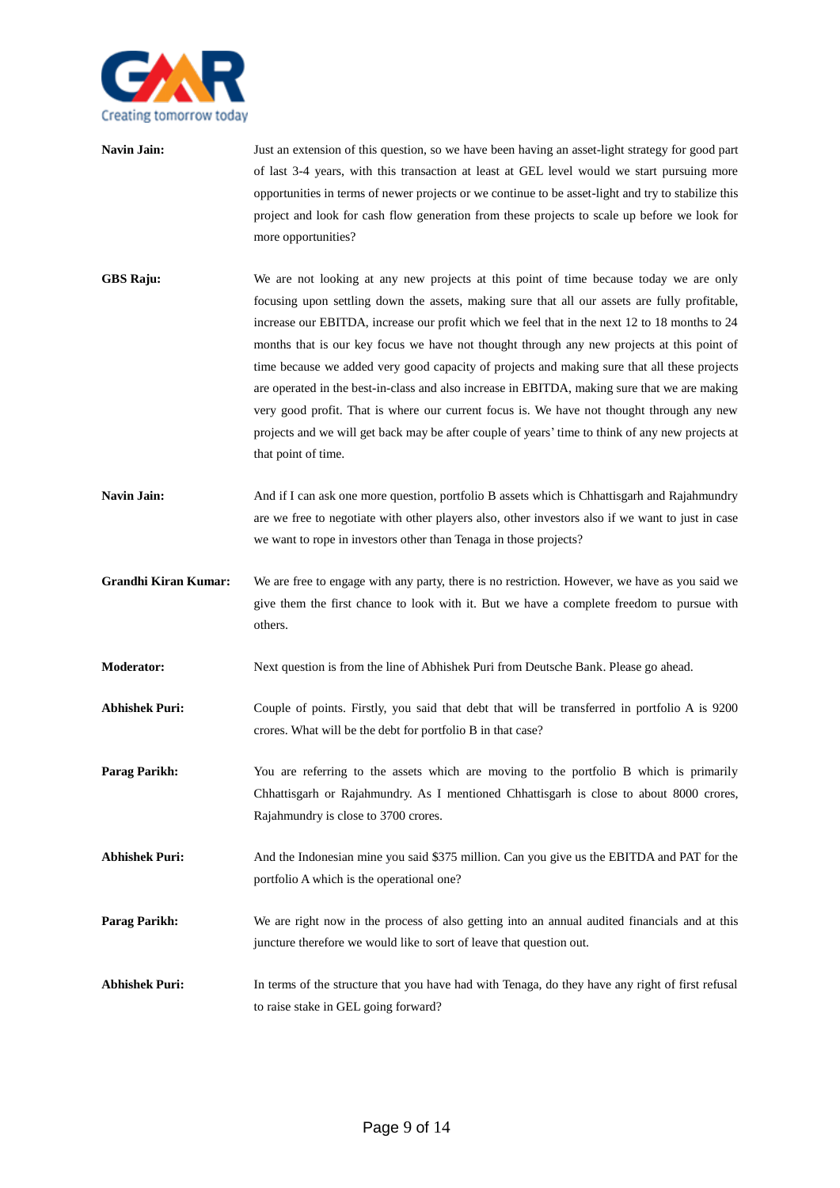**Navin Jain:** Just an extension of this question, so we have been having an asset-light strategy for good part of last 3-4 years, with this transaction at least at GEL level would we start pursuing more opportunities in terms of newer projects or we continue to be asset-light and try to stabilize this project and look for cash flow generation from these projects to scale up before we look for more opportunities?

**GBS Raju:** We are not looking at any new projects at this point of time because today we are only focusing upon settling down the assets, making sure that all our assets are fully profitable, increase our EBITDA, increase our profit which we feel that in the next 12 to 18 months to 24 months that is our key focus we have not thought through any new projects at this point of time because we added very good capacity of projects and making sure that all these projects are operated in the best-in-class and also increase in EBITDA, making sure that we are making very good profit. That is where our current focus is. We have not thought through any new projects and we will get back may be after couple of years' time to think of any new projects at that point of time.

**Navin Jain:** And if I can ask one more question, portfolio B assets which is Chhattisgarh and Rajahmundry are we free to negotiate with other players also, other investors also if we want to just in case we want to rope in investors other than Tenaga in those projects?

**Grandhi Kiran Kumar:** We are free to engage with any party, there is no restriction. However, we have as you said we give them the first chance to look with it. But we have a complete freedom to pursue with others.

**Moderator:** Next question is from the line of Abhishek Puri from Deutsche Bank. Please go ahead.

**Abhishek Puri:** Couple of points. Firstly, you said that debt that will be transferred in portfolio A is 9200 crores. What will be the debt for portfolio B in that case?

**Parag Parikh:** You are referring to the assets which are moving to the portfolio B which is primarily Chhattisgarh or Rajahmundry. As I mentioned Chhattisgarh is close to about 8000 crores, Rajahmundry is close to 3700 crores.

**Abhishek Puri:** And the Indonesian mine you said $375 million. Can you give us the EBITDA and PAT for the portfolio A which is the operational one?

**Parag Parikh:** We are right now in the process of also getting into an annual audited financials and at this juncture therefore we would like to sort of leave that question out.

**Abhishek Puri:** In terms of the structure that you have had with Tenaga, do they have any right of first refusal to raise stake in GEL going forward?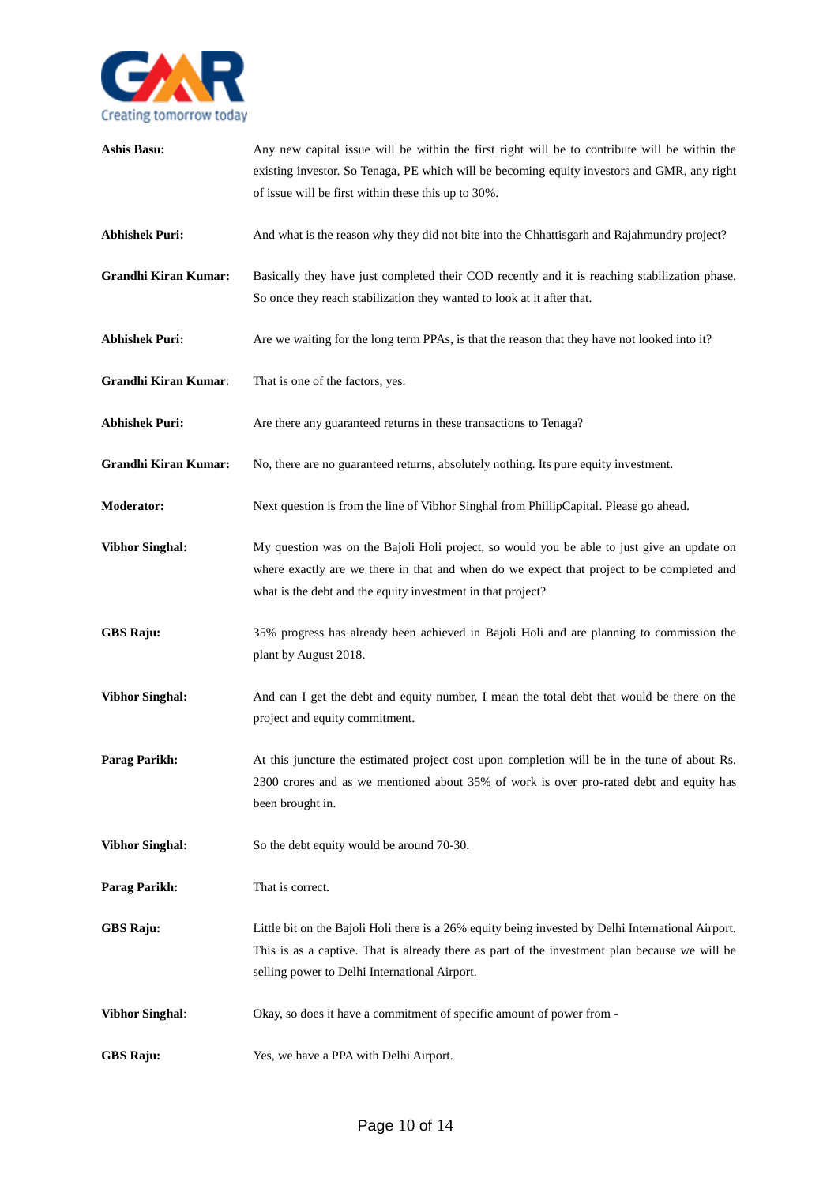**Ashis Basu:** Any new capital issue will be within the first right will be to contribute will be within the existing investor. So Tenaga, PE which will be becoming equity investors and GMR, any right of issue will be first within these this up to 30%.

**Abhishek Puri:** And what is the reason why they did not bite into the Chhattisgarh and Rajahmundry project?

**Grandhi Kiran Kumar:** Basically they have just completed their COD recently and it is reaching stabilization phase. So once they reach stabilization they wanted to look at it after that.

**Abhishek Puri:** Are we waiting for the long term PPAs, is that the reason that they have not looked into it?

**Grandhi Kiran Kumar**: That is one of the factors, yes.

**Abhishek Puri:** Are there any guaranteed returns in these transactions to Tenaga?

**Grandhi Kiran Kumar:** No, there are no guaranteed returns, absolutely nothing. Its pure equity investment.

**Moderator:** Next question is from the line of Vibhor Singhal from PhillipCapital. Please go ahead.

**Vibhor Singhal:** My question was on the Bajoli Holi project, so would you be able to just give an update on where exactly are we there in that and when do we expect that project to be completed and what is the debt and the equity investment in that project?

**GBS Raju:** 35% progress has already been achieved in Bajoli Holi and are planning to commission the plant by August 2018.

**Vibhor Singhal:** And can I get the debt and equity number, I mean the total debt that would be there on the project and equity commitment.

**Parag Parikh:** At this juncture the estimated project cost upon completion will be in the tune of about Rs. 2300 crores and as we mentioned about 35% of work is over pro-rated debt and equity has been brought in.

**Vibhor Singhal:** So the debt equity would be around 70-30.

**Parag Parikh:** That is correct.

**GBS Raju:** Little bit on the Bajoli Holi there is a 26% equity being invested by Delhi International Airport. This is as a captive. That is already there as part of the investment plan because we will be selling power to Delhi International Airport.

**Vibhor Singhal**: Okay, so does it have a commitment of specific amount of power from -

**GBS Raju:** Yes, we have a PPA with Delhi Airport.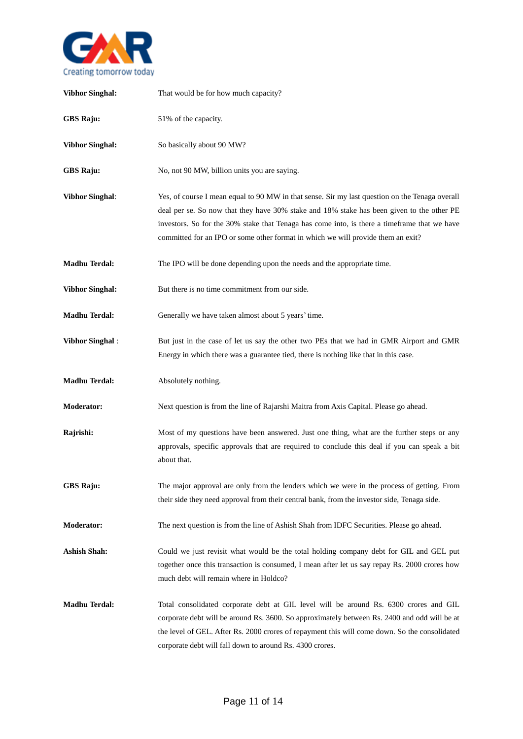**Vibhor Singhal:** That would be for how much capacity?

**GBS Raju:** 51% of the capacity.

**Vibhor Singhal:** So basically about 90 MW?

**GBS Raju:** No, not 90 MW, billion units you are saying.

**Vibhor Singhal**: Yes, of course I mean equal to 90 MW in that sense. Sir my last question on the Tenaga overall deal per se. So now that they have 30% stake and 18% stake has been given to the other PE investors. So for the 30% stake that Tenaga has come into, is there a timeframe that we have committed for an IPO or some other format in which we will provide them an exit?

**Madhu Terdal:** The IPO will be done depending upon the needs and the appropriate time.

**Vibhor Singhal:** But there is no time commitment from our side.

**Madhu Terdal:** Generally we have taken almost about 5 years' time.

**Vibhor Singhal** : But just in the case of let us say the other two PEs that we had in GMR Airport and GMR Energy in which there was a guarantee tied, there is nothing like that in this case.

**Madhu Terdal:** Absolutely nothing.

**Moderator:** Next question is from the line of Rajarshi Maitra from Axis Capital. Please go ahead.

**Rajrishi:** Most of my questions have been answered. Just one thing, what are the further steps or any approvals, specific approvals that are required to conclude this deal if you can speak a bit about that.

**GBS Raju:** The major approval are only from the lenders which we were in the process of getting. From their side they need approval from their central bank, from the investor side, Tenaga side.

**Moderator:** The next question is from the line of Ashish Shah from IDFC Securities. Please go ahead.

**Ashish Shah:** Could we just revisit what would be the total holding company debt for GIL and GEL put together once this transaction is consumed, I mean after let us say repay Rs. 2000 crores how much debt will remain where in Holdco?

**Madhu Terdal:** Total consolidated corporate debt at GIL level will be around Rs. 6300 crores and GIL corporate debt will be around Rs. 3600. So approximately between Rs. 2400 and odd will be at the level of GEL. After Rs. 2000 crores of repayment this will come down. So the consolidated corporate debt will fall down to around Rs. 4300 crores.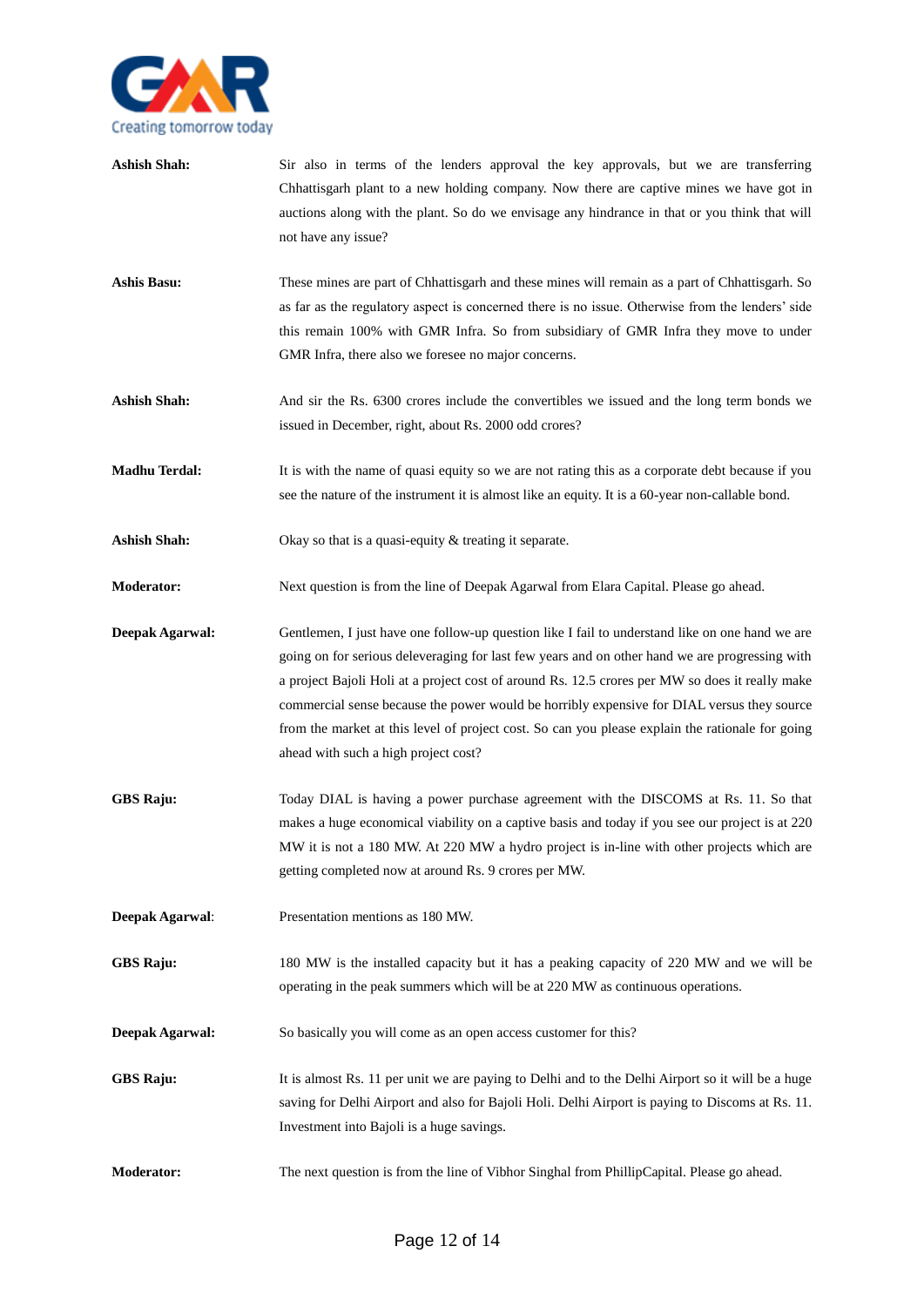**Ashish Shah:** Sir also in terms of the lenders approval the key approvals, but we are transferring Chhattisgarh plant to a new holding company. Now there are captive mines we have got in auctions along with the plant. So do we envisage any hindrance in that or you think that will not have any issue?

**Ashis Basu:** These mines are part of Chhattisgarh and these mines will remain as a part of Chhattisgarh. So as far as the regulatory aspect is concerned there is no issue. Otherwise from the lenders' side this remain 100% with GMR Infra. So from subsidiary of GMR Infra they move to under GMR Infra, there also we foresee no major concerns.

**Ashish Shah:** And sir the Rs. 6300 crores include the convertibles we issued and the long term bonds we issued in December, right, about Rs. 2000 odd crores?

**Madhu Terdal:** It is with the name of quasi equity so we are not rating this as a corporate debt because if you see the nature of the instrument it is almost like an equity. It is a 60-year non-callable bond.

**Ashish Shah:** Okay so that is a quasi-equity & treating it separate.

**Moderator:** Next question is from the line of Deepak Agarwal from Elara Capital. Please go ahead.

**Deepak Agarwal:** Gentlemen, I just have one follow-up question like I fail to understand like on one hand we are going on for serious deleveraging for last few years and on other hand we are progressing with a project Bajoli Holi at a project cost of around Rs. 12.5 crores per MW so does it really make commercial sense because the power would be horribly expensive for DIAL versus they source from the market at this level of project cost. So can you please explain the rationale for going ahead with such a high project cost?

**GBS Raju:** Today DIAL is having a power purchase agreement with the DISCOMS at Rs. 11. So that makes a huge economical viability on a captive basis and today if you see our project is at 220 MW it is not a 180 MW. At 220 MW a hydro project is in-line with other projects which are getting completed now at around Rs. 9 crores per MW.

**Deepak Agarwal**: Presentation mentions as 180 MW.

**GBS Raju:** 180 MW is the installed capacity but it has a peaking capacity of 220 MW and we will be operating in the peak summers which will be at 220 MW as continuous operations.

**Deepak Agarwal:** So basically you will come as an open access customer for this?

**GBS Raju:** It is almost Rs. 11 per unit we are paying to Delhi and to the Delhi Airport so it will be a huge saving for Delhi Airport and also for Bajoli Holi. Delhi Airport is paying to Discoms at Rs. 11. Investment into Bajoli is a huge savings.

**Moderator:** The next question is from the line of Vibhor Singhal from PhillipCapital. Please go ahead.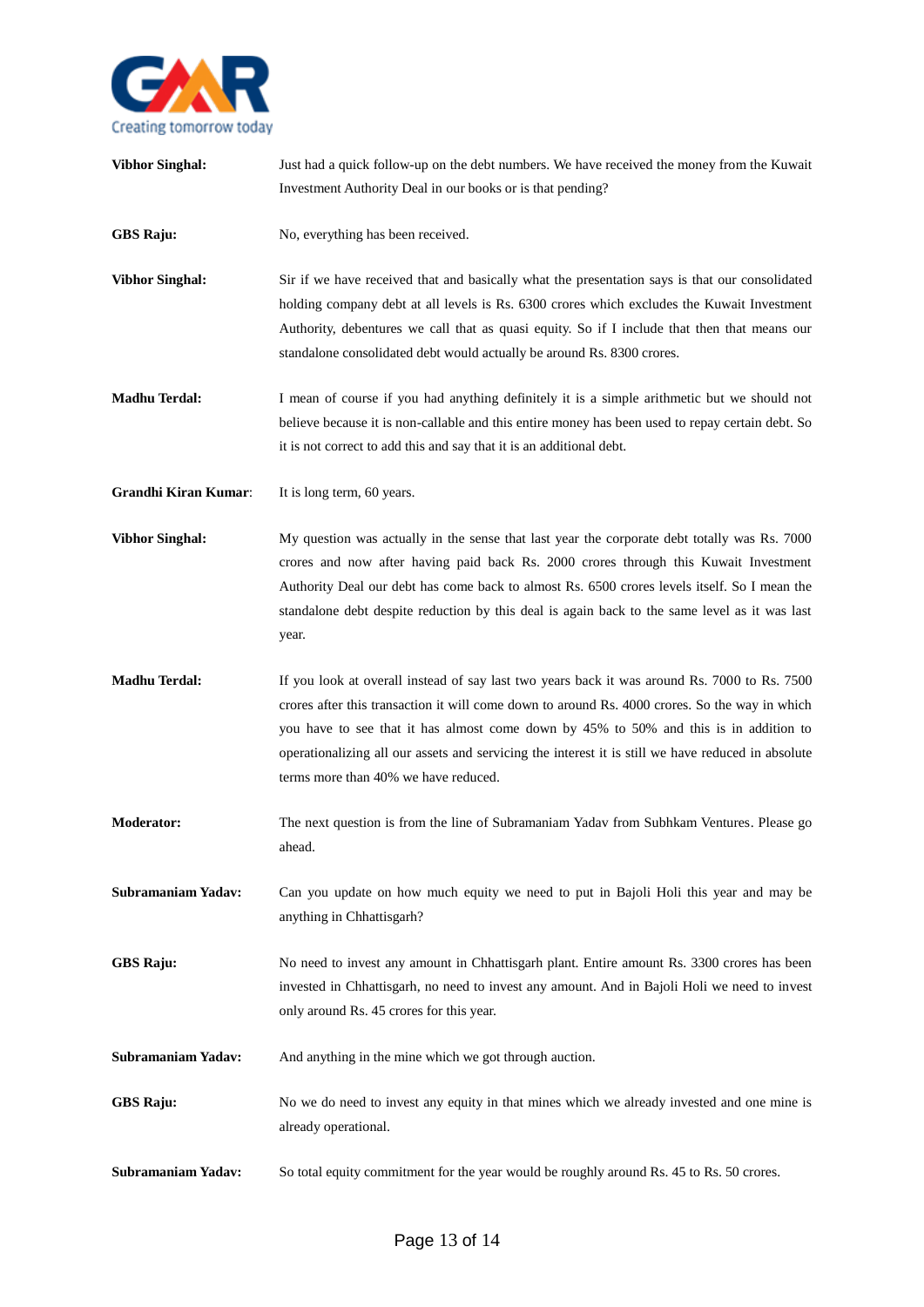**Vibhor Singhal:** Just had a quick follow-up on the debt numbers. We have received the money from the Kuwait Investment Authority Deal in our books or is that pending?

**GBS Raju:** No, everything has been received.

**Vibhor Singhal:** Sir if we have received that and basically what the presentation says is that our consolidated holding company debt at all levels is Rs. 6300 crores which excludes the Kuwait Investment Authority, debentures we call that as quasi equity. So if I include that then that means our standalone consolidated debt would actually be around Rs. 8300 crores.

**Madhu Terdal:** I mean of course if you had anything definitely it is a simple arithmetic but we should not believe because it is non-callable and this entire money has been used to repay certain debt. So it is not correct to add this and say that it is an additional debt.

**Grandhi Kiran Kumar:** It is long term, 60 years.

**Vibhor Singhal:** My question was actually in the sense that last year the corporate debt totally was Rs. 7000 crores and now after having paid back Rs. 2000 crores through this Kuwait Investment Authority Deal our debt has come back to almost Rs. 6500 crores levels itself. So I mean the standalone debt despite reduction by this deal is again back to the same level as it was last year.

**Madhu Terdal:** If you look at overall instead of say last two years back it was around Rs. 7000 to Rs. 7500 crores after this transaction it will come down to around Rs. 4000 crores. So the way in which you have to see that it has almost come down by 45% to 50% and this is in addition to operationalizing all our assets and servicing the interest it is still we have reduced in absolute terms more than 40% we have reduced.

**Moderator:** The next question is from the line of Subramaniam Yadav from Subhkam Ventures. Please go ahead.

**Subramaniam Yadav:** Can you update on how much equity we need to put in Bajoli Holi this year and may be anything in Chhattisgarh?

**GBS Raju:** No need to invest any amount in Chhattisgarh plant. Entire amount Rs. 3300 crores has been invested in Chhattisgarh, no need to invest any amount. And in Bajoli Holi we need to invest only around Rs. 45 crores for this year.

**Subramaniam Yadav:** And anything in the mine which we got through auction.

**GBS Raju:** No we do need to invest any equity in that mines which we already invested and one mine is already operational.

**Subramaniam Yadav:** So total equity commitment for the year would be roughly around Rs. 45 to Rs. 50 crores.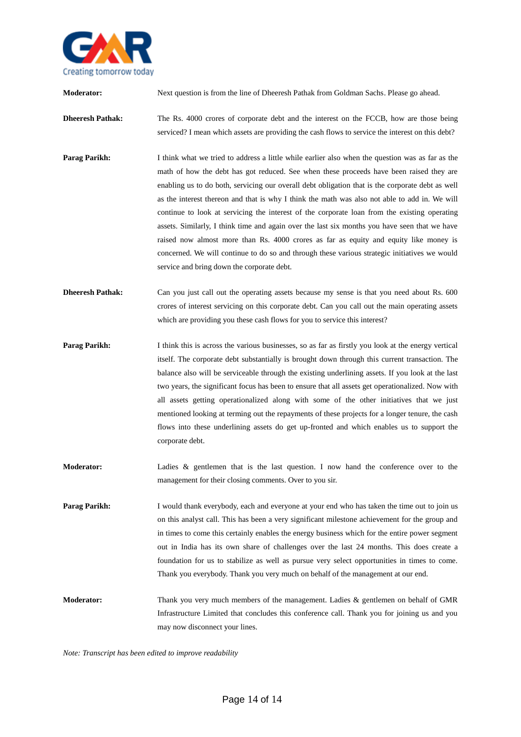**Moderator:** Next question is from the line of Dheeresh Pathak from Goldman Sachs. Please go ahead.

**Dheeresh Pathak:** The Rs. 4000 crores of corporate debt and the interest on the FCCB, how are those being serviced? I mean which assets are providing the cash flows to service the interest on this debt?

**Parag Parikh:** I think what we tried to address a little while earlier also when the question was as far as the math of how the debt has got reduced. See when these proceeds have been raised they are enabling us to do both, servicing our overall debt obligation that is the corporate debt as well as the interest thereon and that is why I think the math was also not able to add in. We will continue to look at servicing the interest of the corporate loan from the existing operating assets. Similarly, I think time and again over the last six months you have seen that we have raised now almost more than Rs. 4000 crores as far as equity and equity like money is concerned. We will continue to do so and through these various strategic initiatives we would service and bring down the corporate debt.

**Dheeresh Pathak:** Can you just call out the operating assets because my sense is that you need about Rs. 600 crores of interest servicing on this corporate debt. Can you call out the main operating assets which are providing you these cash flows for you to service this interest?

**Parag Parikh:** I think this is across the various businesses, so as far as firstly you look at the energy vertical itself. The corporate debt substantially is brought down through this current transaction. The balance also will be serviceable through the existing underlining assets. If you look at the last two years, the significant focus has been to ensure that all assets get operationalized. Now with all assets getting operationalized along with some of the other initiatives that we just mentioned looking at terming out the repayments of these projects for a longer tenure, the cash flows into these underlining assets do get up-fronted and which enables us to support the corporate debt.

**Moderator:** Ladies & gentlemen that is the last question. I now hand the conference over to the management for their closing comments. Over to you sir.

**Parag Parikh:** I would thank everybody, each and everyone at your end who has taken the time out to join us on this analyst call. This has been a very significant milestone achievement for the group and in times to come this certainly enables the energy business which for the entire power segment out in India has its own share of challenges over the last 24 months. This does create a foundation for us to stabilize as well as pursue very select opportunities in times to come. Thank you everybody. Thank you very much on behalf of the management at our end.

**Moderator:** Thank you very much members of the management. Ladies & gentlemen on behalf of GMR Infrastructure Limited that concludes this conference call. Thank you for joining us and you may now disconnect your lines.

*Note: Transcript has been edited to improve readability*